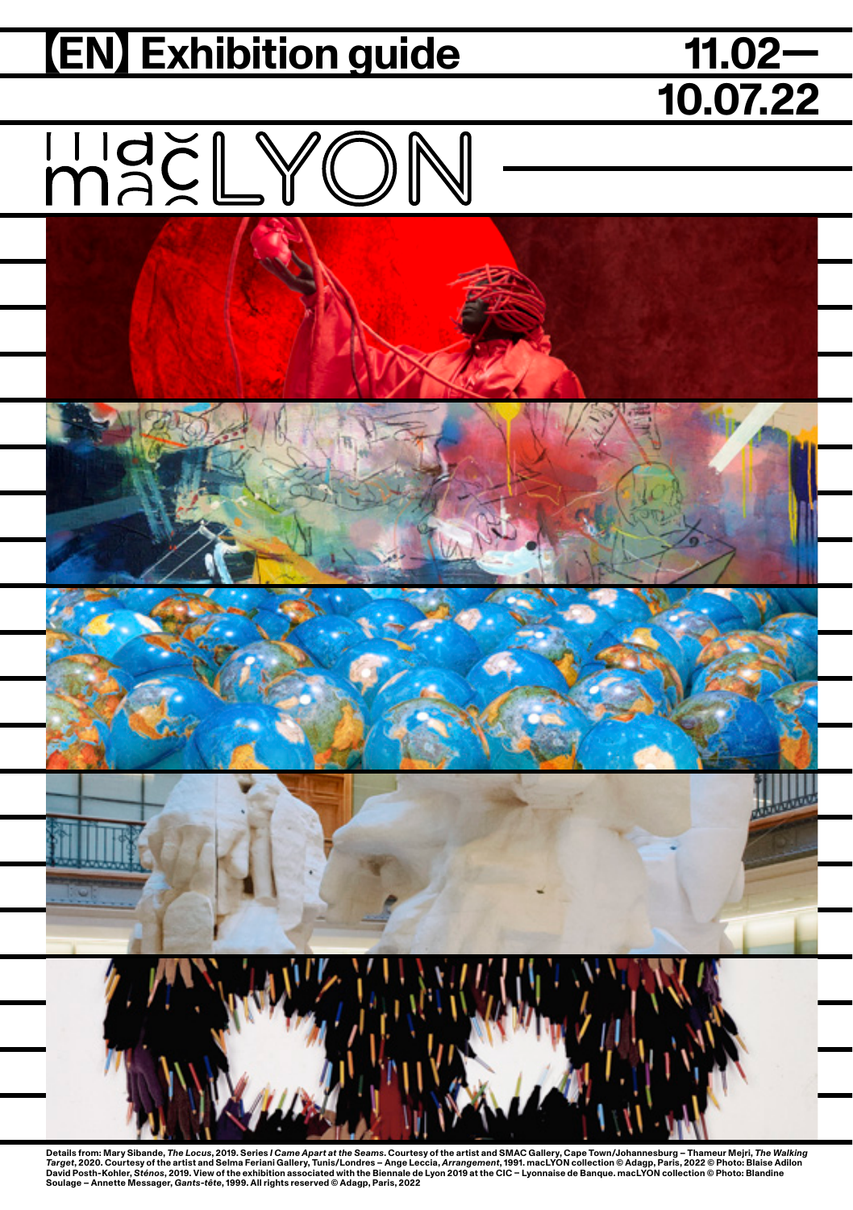# [EN] Exhibition guide

**11.02— 10.07.22**

macLYON

Details from: Mary Sibande, *The Locus*, 2019. Series *I Came Apart at the Seams*. Courtesy of the artist and SMAC Gallery, Cape Town/Johannesburg – Thameur Mejri, *The Walking Target*, 2020. Courtesy of the artist and Selma Feriani Gallery, Tunis/Londres – Ange Leccia, *Arrangement*, 1991. macLYON collection © Adagp, Paris, 2022 © Photo: Blaise Adilon David Posth-Kohler, *Sténos*, 2019. View of the exhibition associated with the Biennale de Lyon 2019 at the CIC – Lyonnaise de Banque. macLYON collection © Photo: Blandine Soulage – Annette Messager, *Gants-tête*, 1999. All rights reserved © Adagp, Paris, 2022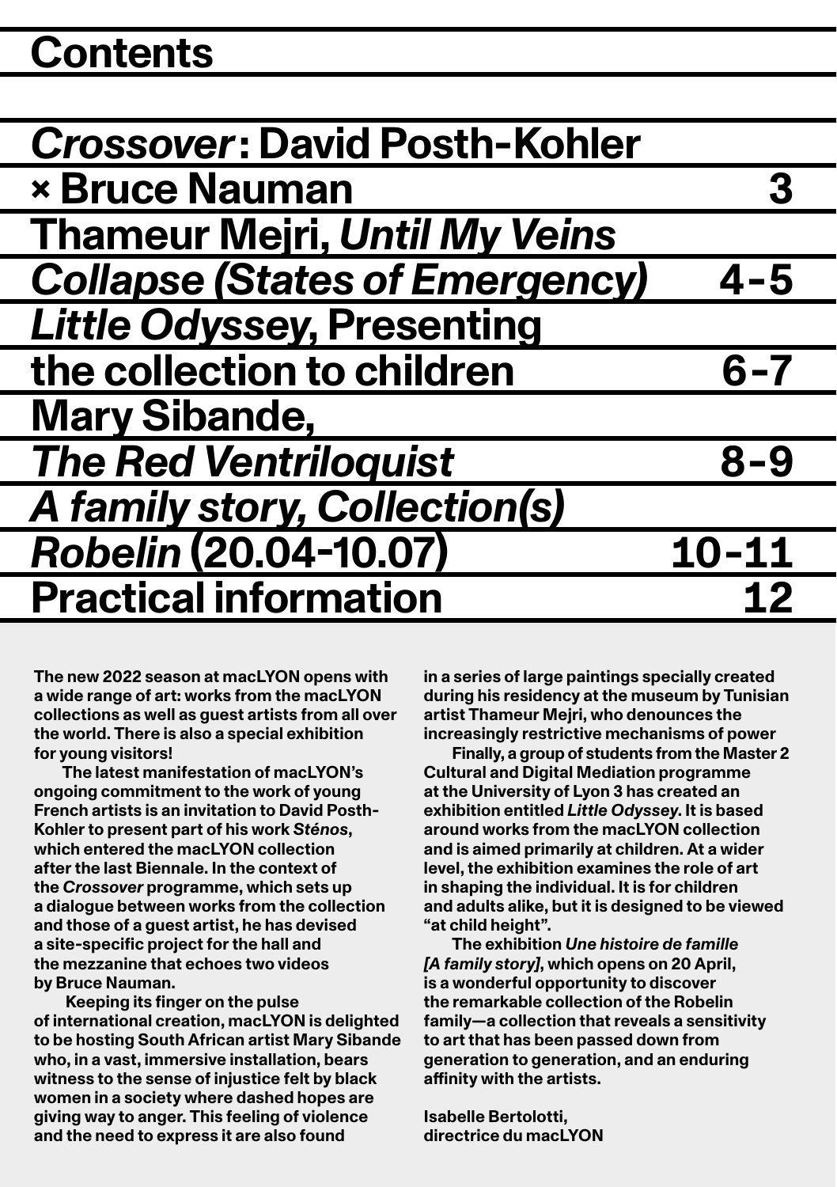# Contents

| | |
|---|---|
| ***Crossover*: David Posth-Kohler × Bruce Nauman** | **3** |
| **Thameur Mejri, *Until My Veins Collapse (States of Emergency)*** | **4–5** |
| ***Little Odyssey*, Presenting the collection to children** | **6–7** |
| **Mary Sibande, *The Red Ventriloquist*** | **8–9** |
| ***A family story, Collection(s) Robelin* (20.04–10.07)** | **10–11** |
| **Practical information** | **12** |

**The new 2022 season at macLYON opens with a wide range of art: works from the macLYON collections as well as guest artists from all over the world. There is also a special exhibition for young visitors!**

**The latest manifestation of macLYON's ongoing commitment to the work of young French artists is an invitation to David Posth-Kohler to present part of his work *Sténos*, which entered the macLYON collection after the last Biennale. In the context of the *Crossover* programme, which sets up a dialogue between works from the collection and those of a guest artist, he has devised a site-specific project for the hall and the mezzanine that echoes two videos by Bruce Nauman.**

**Keeping its finger on the pulse of international creation, macLYON is delighted to be hosting South African artist Mary Sibande who, in a vast, immersive installation, bears witness to the sense of injustice felt by black women in a society where dashed hopes are giving way to anger. This feeling of violence and the need to express it are also found in a series of large paintings specially created during his residency at the museum by Tunisian artist Thameur Mejri, who denounces the increasingly restrictive mechanisms of power**

**Finally, a group of students from the Master 2 Cultural and Digital Mediation programme at the University of Lyon 3 has created an exhibition entitled *Little Odyssey*. It is based around works from the macLYON collection and is aimed primarily at children. At a wider level, the exhibition examines the role of art in shaping the individual. It is for children and adults alike, but it is designed to be viewed "at child height".**

**The exhibition *Une histoire de famille [A family story]*, which opens on 20 April, is a wonderful opportunity to discover the remarkable collection of the Robelin family—a collection that reveals a sensitivity to art that has been passed down from generation to generation, and an enduring affinity with the artists.**

**Isabelle Bertolotti,**
**directrice du macLYON**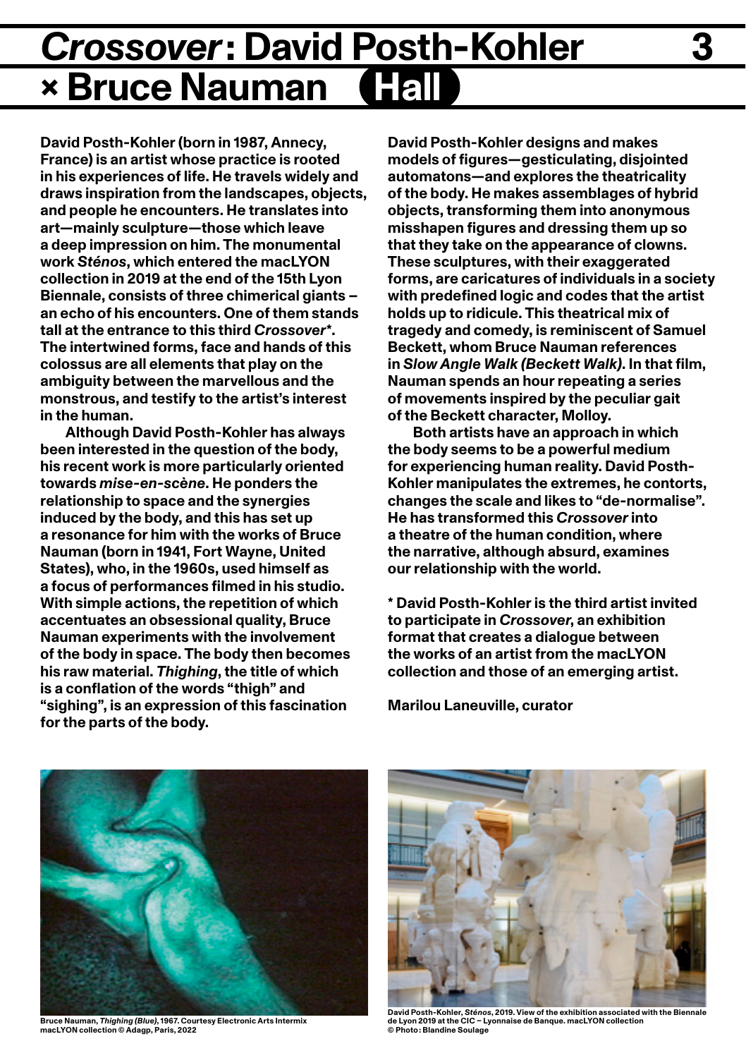# *Crossover*: David Posth-Kohler × Bruce Nauman (Hall)

David Posth-Kohler (born in 1987, Annecy, France) is an artist whose practice is rooted in his experiences of life. He travels widely and draws inspiration from the landscapes, objects, and people he encounters. He translates into art—mainly sculpture—those which leave a deep impression on him. The monumental work *Sténos*, which entered the macLYON collection in 2019 at the end of the 15th Lyon Biennale, consists of three chimerical giants – an echo of his encounters. One of them stands tall at the entrance to this third *Crossover*\*. The intertwined forms, face and hands of this colossus are all elements that play on the ambiguity between the marvellous and the monstrous, and testify to the artist's interest in the human.

Although David Posth-Kohler has always been interested in the question of the body, his recent work is more particularly oriented towards *mise-en-scène*. He ponders the relationship to space and the synergies induced by the body, and this has set up a resonance for him with the works of Bruce Nauman (born in 1941, Fort Wayne, United States), who, in the 1960s, used himself as a focus of performances filmed in his studio. With simple actions, the repetition of which accentuates an obsessional quality, Bruce Nauman experiments with the involvement of the body in space. The body then becomes his raw material. *Thighing*, the title of which is a conflation of the words "thigh" and "sighing", is an expression of this fascination for the parts of the body.

David Posth-Kohler designs and makes models of figures—gesticulating, disjointed automatons—and explores the theatricality of the body. He makes assemblages of hybrid objects, transforming them into anonymous misshapen figures and dressing them up so that they take on the appearance of clowns. These sculptures, with their exaggerated forms, are caricatures of individuals in a society with predefined logic and codes that the artist holds up to ridicule. This theatrical mix of tragedy and comedy, is reminiscent of Samuel Beckett, whom Bruce Nauman references in *Slow Angle Walk (Beckett Walk)*. In that film, Nauman spends an hour repeating a series of movements inspired by the peculiar gait of the Beckett character, Molloy.

Both artists have an approach in which the body seems to be a powerful medium for experiencing human reality. David Posth-Kohler manipulates the extremes, he contorts, changes the scale and likes to "de-normalise". He has transformed this *Crossover* into a theatre of the human condition, where the narrative, although absurd, examines our relationship with the world.

\* David Posth-Kohler is the third artist invited to participate in *Crossover*, an exhibition format that creates a dialogue between the works of an artist from the macLYON collection and those of an emerging artist.

Marilou Laneuville, curator

Bruce Nauman, *Thighing (Blue)*, 1967. Courtesy Electronic Arts Intermix macLYON collection © Adagp, Paris, 2022

David Posth-Kohler, *Sténos*, 2019. View of the exhibition associated with the Biennale de Lyon 2019 at the CIC – Lyonnaise de Banque. macLYON collection © Photo: Blandine Soulage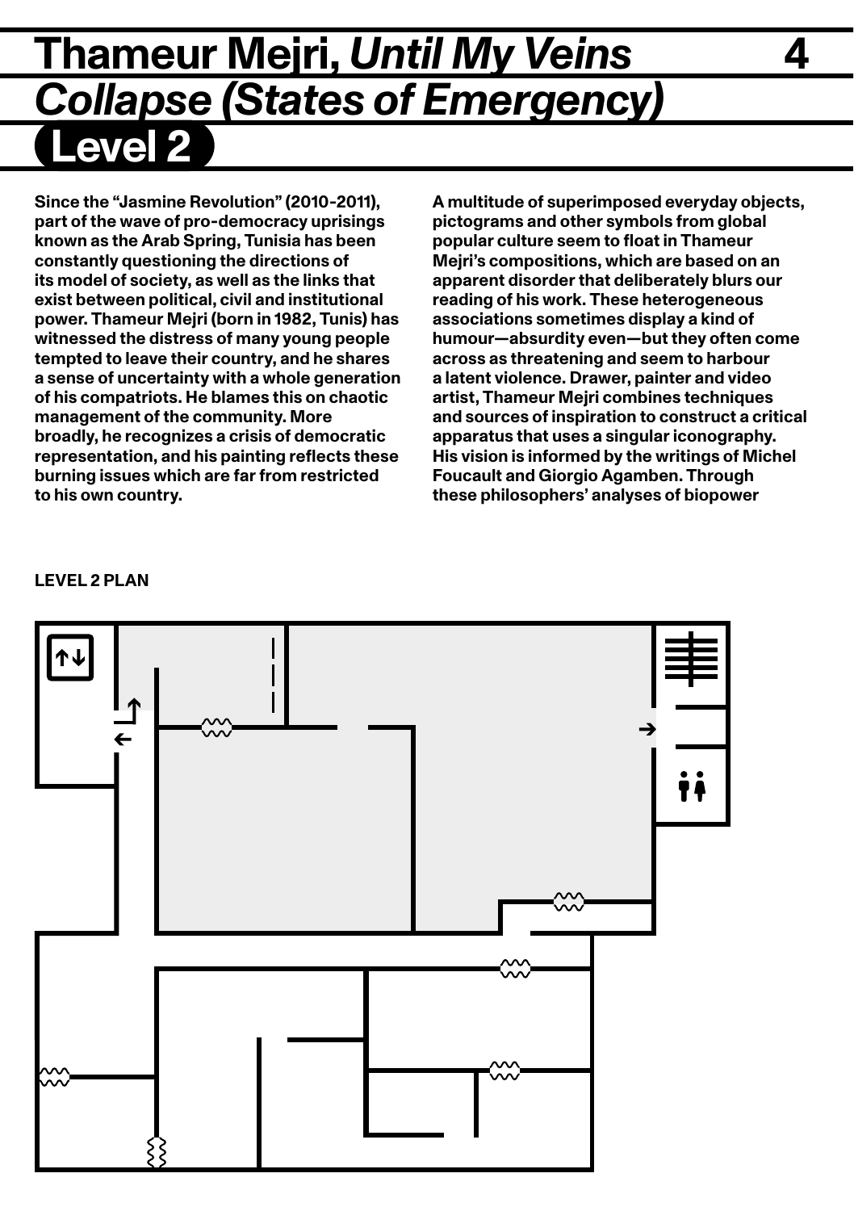# Thameur Mejri, *Until My Veins Collapse (States of Emergency)*

## Level 2

**Since the "Jasmine Revolution" (2010-2011), part of the wave of pro-democracy uprisings known as the Arab Spring, Tunisia has been constantly questioning the directions of its model of society, as well as the links that exist between political, civil and institutional power. Thameur Mejri (born in 1982, Tunis) has witnessed the distress of many young people tempted to leave their country, and he shares a sense of uncertainty with a whole generation of his compatriots. He blames this on chaotic management of the community. More broadly, he recognizes a crisis of democratic representation, and his painting reflects these burning issues which are far from restricted to his own country.**

**A multitude of superimposed everyday objects, pictograms and other symbols from global popular culture seem to float in Thameur Mejri's compositions, which are based on an apparent disorder that deliberately blurs our reading of his work. These heterogeneous associations sometimes display a kind of humour—absurdity even—but they often come across as threatening and seem to harbour a latent violence. Drawer, painter and video artist, Thameur Mejri combines techniques and sources of inspiration to construct a critical apparatus that uses a singular iconography. His vision is informed by the writings of Michel Foucault and Giorgio Agamben. Through these philosophers' analyses of biopower**

**LEVEL 2 PLAN**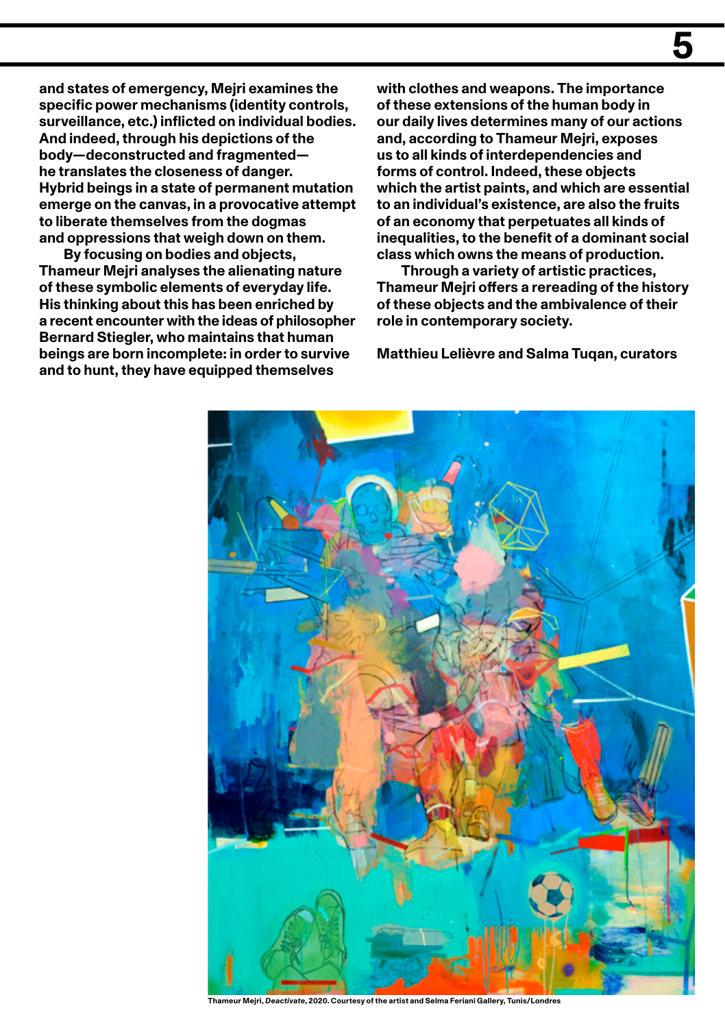and states of emergency, Mejri examines the specific power mechanisms (identity controls, surveillance, etc.) inflicted on individual bodies. And indeed, through his depictions of the body—deconstructed and fragmented—he translates the closeness of danger. Hybrid beings in a state of permanent mutation emerge on the canvas, in a provocative attempt to liberate themselves from the dogmas and oppressions that weigh down on them.

By focusing on bodies and objects, Thameur Mejri analyses the alienating nature of these symbolic elements of everyday life. His thinking about this has been enriched by a recent encounter with the ideas of philosopher Bernard Stiegler, who maintains that human beings are born incomplete: in order to survive and to hunt, they have equipped themselves with clothes and weapons. The importance of these extensions of the human body in our daily lives determines many of our actions and, according to Thameur Mejri, exposes us to all kinds of interdependencies and forms of control. Indeed, these objects which the artist paints, and which are essential to an individual's existence, are also the fruits of an economy that perpetuates all kinds of inequalities, to the benefit of a dominant social class which owns the means of production.

Through a variety of artistic practices, Thameur Mejri offers a rereading of the history of these objects and the ambivalence of their role in contemporary society.

Matthieu Lelièvre and Salma Tuqan, curators

Thameur Mejri, *Deactivate*, 2020. Courtesy of the artist and Selma Feriani Gallery, Tunis/Londres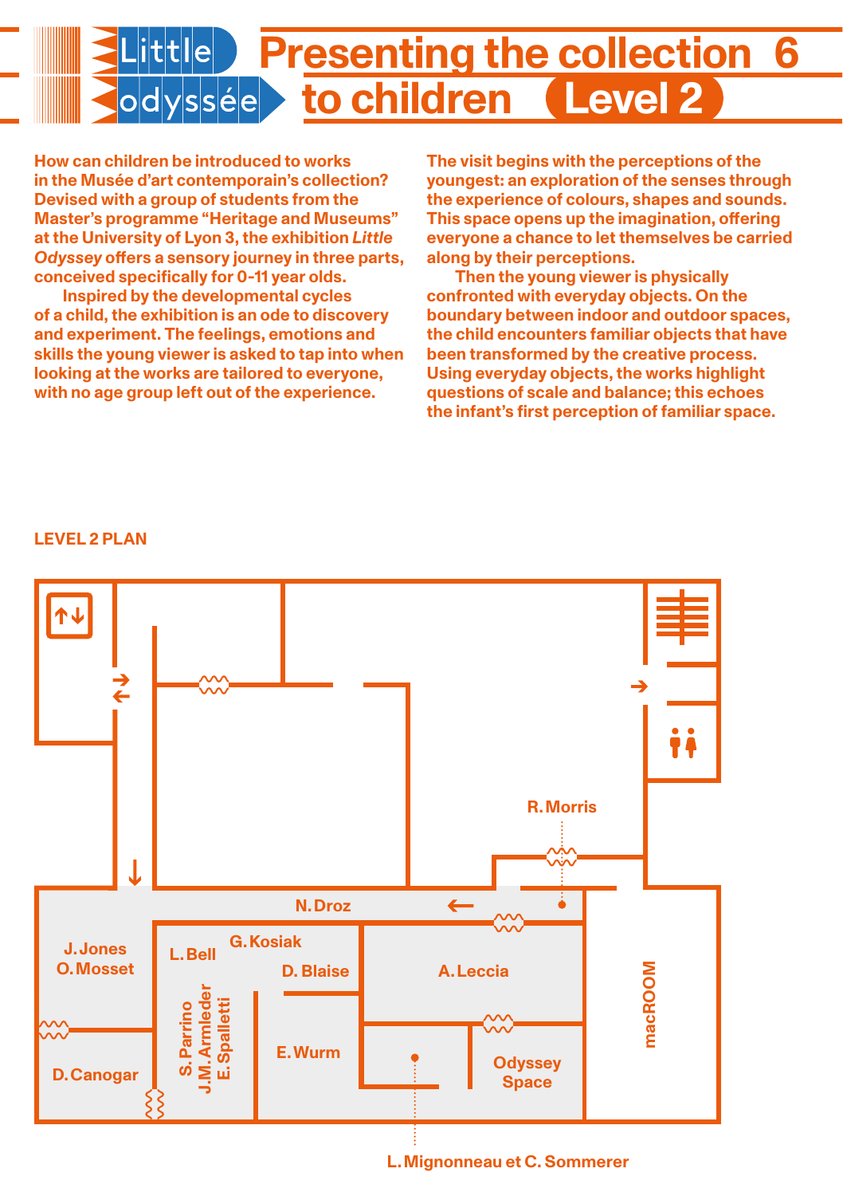# Little odyssée — Presenting the collection to children — Level 2

How can children be introduced to works in the Musée d'art contemporain's collection? Devised with a group of students from the Master's programme "Heritage and Museums" at the University of Lyon 3, the exhibition *Little Odyssey* offers a sensory journey in three parts, conceived specifically for 0-11 year olds.

Inspired by the developmental cycles of a child, the exhibition is an ode to discovery and experiment. The feelings, emotions and skills the young viewer is asked to tap into when looking at the works are tailored to everyone, with no age group left out of the experience.

The visit begins with the perceptions of the youngest: an exploration of the senses through the experience of colours, shapes and sounds. This space opens up the imagination, offering everyone a chance to let themselves be carried along by their perceptions.

Then the young viewer is physically confronted with everyday objects. On the boundary between indoor and outdoor spaces, the child encounters familiar objects that have been transformed by the creative process. Using everyday objects, the works highlight questions of scale and balance; this echoes the infant's first perception of familiar space.

## LEVEL 2 PLAN

R. Morris
N. Droz
J. Jones
O. Mosset
L. Bell
G. Kosiak
D. Blaise
A. Leccia
S. Parrino
J.M. Armleder
E. Spalletti
E. Wurm
D. Canogar
Odyssey Space
macROOM
L. Mignonneau et C. Sommerer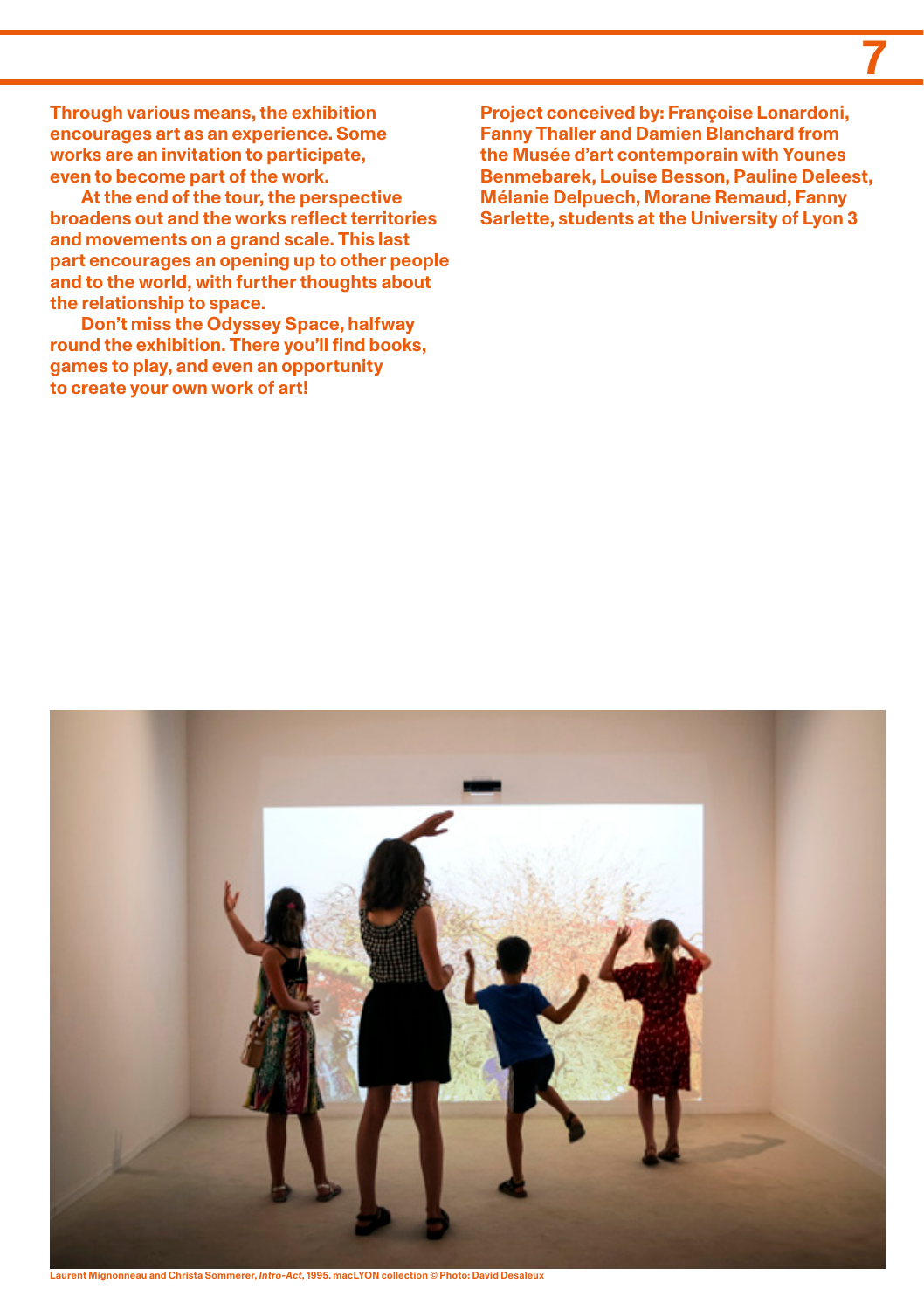Through various means, the exhibition encourages art as an experience. Some works are an invitation to participate, even to become part of the work.

At the end of the tour, the perspective broadens out and the works reflect territories and movements on a grand scale. This last part encourages an opening up to other people and to the world, with further thoughts about the relationship to space.

Don't miss the Odyssey Space, halfway round the exhibition. There you'll find books, games to play, and even an opportunity to create your own work of art!

Project conceived by: Françoise Lonardoni, Fanny Thaller and Damien Blanchard from the Musée d'art contemporain with Younes Benmebarek, Louise Besson, Pauline Deleest, Mélanie Delpuech, Morane Remaud, Fanny Sarlette, students at the University of Lyon 3

Laurent Mignonneau and Christa Sommerer, *Intro-Act*, 1995. macLYON collection © Photo: David Desaleux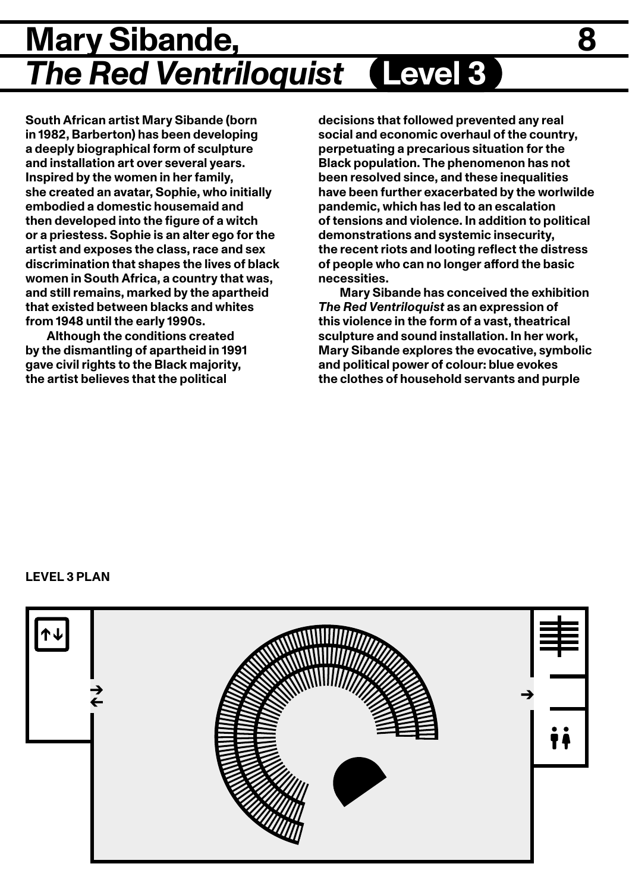# Mary Sibande, *The Red Ventriloquist* Level 3

**South African artist Mary Sibande (born in 1982, Barberton) has been developing a deeply biographical form of sculpture and installation art over several years. Inspired by the women in her family, she created an avatar, Sophie, who initially embodied a domestic housemaid and then developed into the figure of a witch or a priestess. Sophie is an alter ego for the artist and exposes the class, race and sex discrimination that shapes the lives of black women in South Africa, a country that was, and still remains, marked by the apartheid that existed between blacks and whites from 1948 until the early 1990s.**

**Although the conditions created by the dismantling of apartheid in 1991 gave civil rights to the Black majority, the artist believes that the political decisions that followed prevented any real social and economic overhaul of the country, perpetuating a precarious situation for the Black population. The phenomenon has not been resolved since, and these inequalities have been further exacerbated by the worlwilde pandemic, which has led to an escalation of tensions and violence. In addition to political demonstrations and systemic insecurity, the recent riots and looting reflect the distress of people who can no longer afford the basic necessities.**

**Mary Sibande has conceived the exhibition *The Red Ventriloquist* as an expression of this violence in the form of a vast, theatrical sculpture and sound installation. In her work, Mary Sibande explores the evocative, symbolic and political power of colour: blue evokes the clothes of household servants and purple**

**LEVEL 3 PLAN**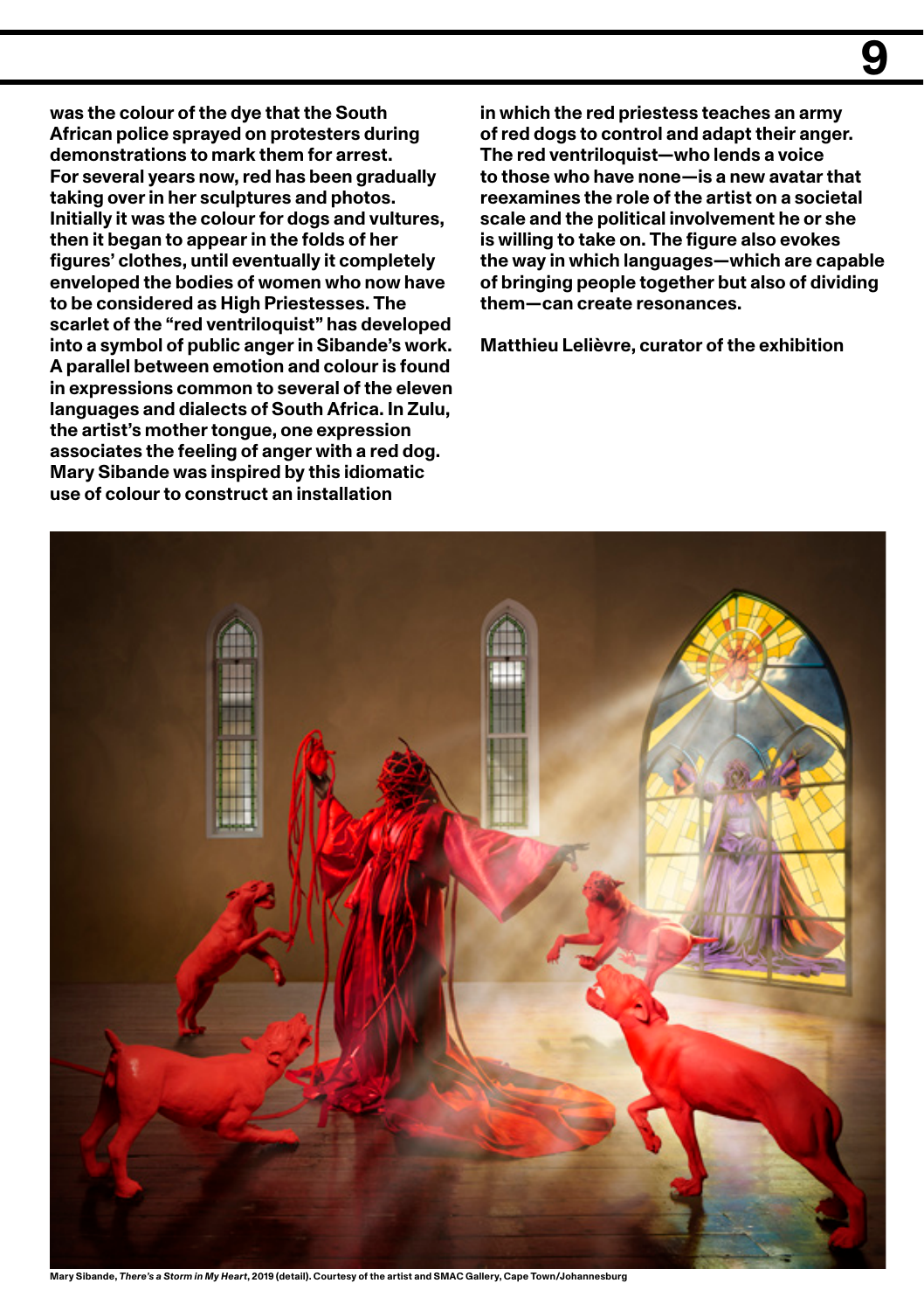was the colour of the dye that the South African police sprayed on protesters during demonstrations to mark them for arrest. For several years now, red has been gradually taking over in her sculptures and photos. Initially it was the colour for dogs and vultures, then it began to appear in the folds of her figures' clothes, until eventually it completely enveloped the bodies of women who now have to be considered as High Priestesses. The scarlet of the "red ventriloquist" has developed into a symbol of public anger in Sibande's work. A parallel between emotion and colour is found in expressions common to several of the eleven languages and dialects of South Africa. In Zulu, the artist's mother tongue, one expression associates the feeling of anger with a red dog. Mary Sibande was inspired by this idiomatic use of colour to construct an installation in which the red priestess teaches an army of red dogs to control and adapt their anger. The red ventriloquist—who lends a voice to those who have none—is a new avatar that reexamines the role of the artist on a societal scale and the political involvement he or she is willing to take on. The figure also evokes the way in which languages—which are capable of bringing people together but also of dividing them—can create resonances.

**Matthieu Lelièvre, curator of the exhibition**

Mary Sibande, *There's a Storm in My Heart*, 2019 (detail). Courtesy of the artist and SMAC Gallery, Cape Town/Johannesburg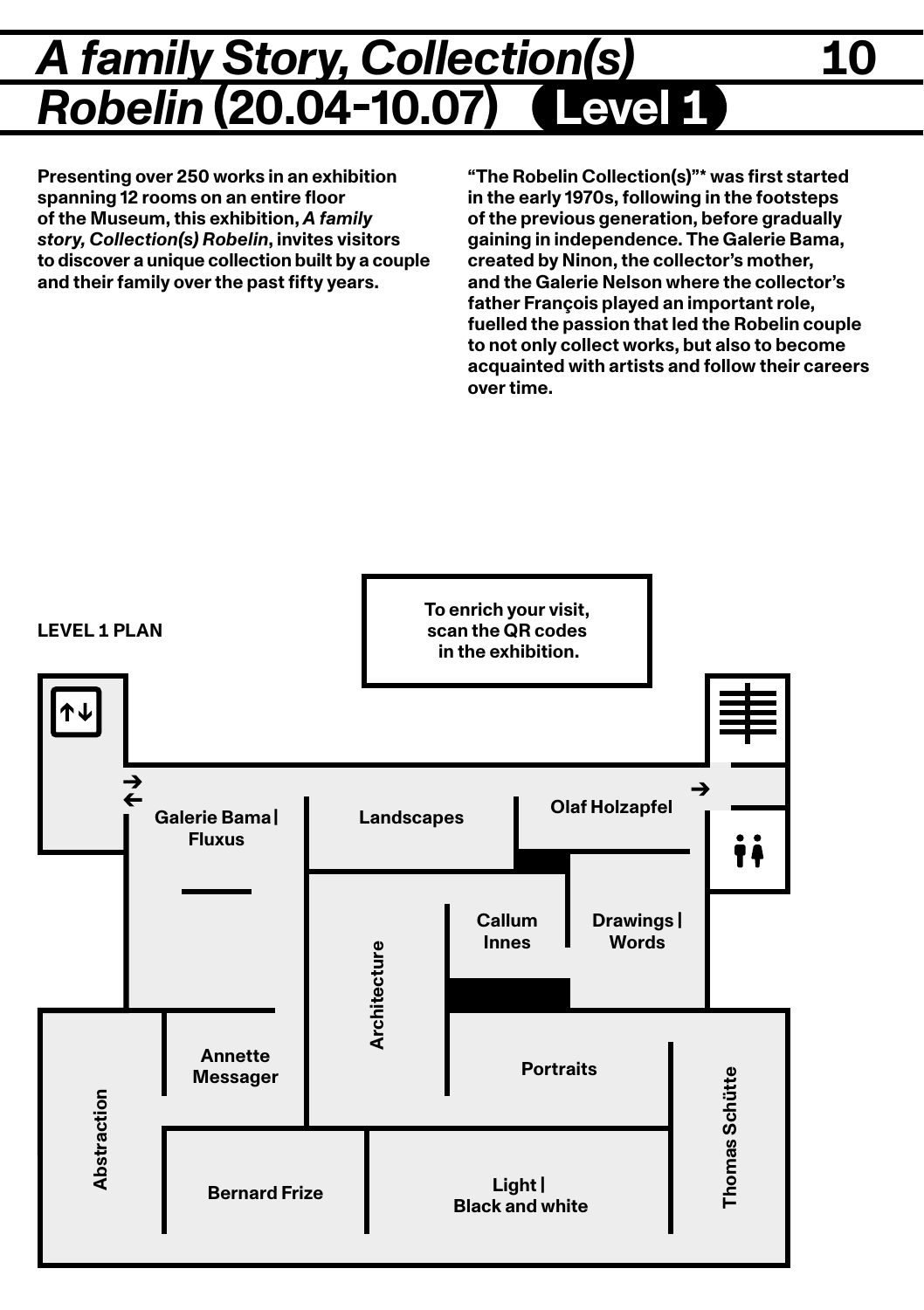# *A family Story, Collection(s) Robelin* (20.04-10.07) Level 1

Presenting over 250 works in an exhibition spanning 12 rooms on an entire floor of the Museum, this exhibition, ***A family story, Collection(s) Robelin***, invites visitors to discover a unique collection built by a couple and their family over the past fifty years.

"The Robelin Collection(s)"* was first started in the early 1970s, following in the footsteps of the previous generation, before gradually gaining in independence. The Galerie Bama, created by Ninon, the collector's mother, and the Galerie Nelson where the collector's father François played an important role, fuelled the passion that led the Robelin couple to not only collect works, but also to become acquainted with artists and follow their careers over time.

**LEVEL 1 PLAN**

To enrich your visit, scan the QR codes in the exhibition.

Galerie Bama | Fluxus

Landscapes

Olaf Holzapfel

Callum Innes

Drawings | Words

Architecture

Annette Messager

Portraits

Thomas Schütte

Abstraction

Bernard Frize

Light | Black and white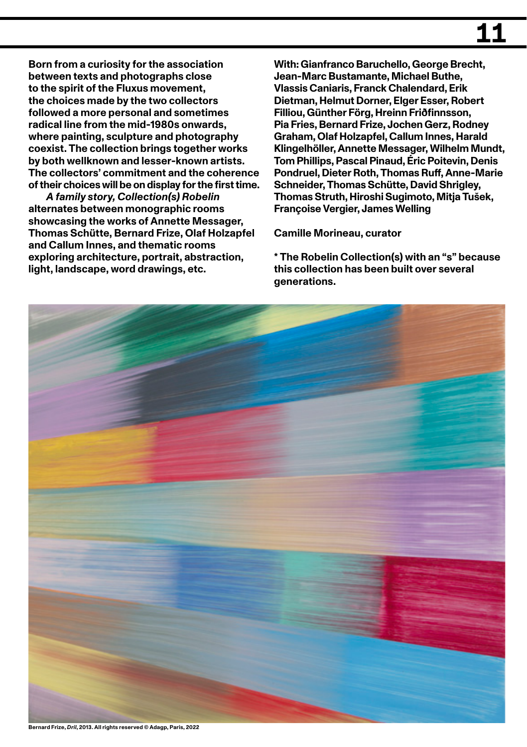**Born from a curiosity for the association between texts and photographs close to the spirit of the Fluxus movement, the choices made by the two collectors followed a more personal and sometimes radical line from the mid-1980s onwards, where painting, sculpture and photography coexist. The collection brings together works by both wellknown and lesser-known artists. The collectors' commitment and the coherence of their choices will be on display for the first time.**

***A family story, Collection(s) Robelin*** **alternates between monographic rooms showcasing the works of Annette Messager, Thomas Schütte, Bernard Frize, Olaf Holzapfel and Callum Innes, and thematic rooms exploring architecture, portrait, abstraction, light, landscape, word drawings, etc.**

**With: Gianfranco Baruchello, George Brecht, Jean-Marc Bustamante, Michael Buthe, Vlassis Caniaris, Franck Chalendard, Erik Dietman, Helmut Dorner, Elger Esser, Robert Filliou, Günther Förg, Hreinn Friðfinnsson, Pia Fries, Bernard Frize, Jochen Gerz, Rodney Graham, Olaf Holzapfel, Callum Innes, Harald Klingelhöller, Annette Messager, Wilhelm Mundt, Tom Phillips, Pascal Pinaud, Éric Poitevin, Denis Pondruel, Dieter Roth, Thomas Ruff, Anne-Marie Schneider, Thomas Schütte, David Shrigley, Thomas Struth, Hiroshi Sugimoto, Mitja Tušek, Françoise Vergier, James Welling**

**Camille Morineau, curator**

**\* The Robelin Collection(s) with an "s" because this collection has been built over several generations.**

Bernard Frize, *Dril*, 2013. All rights reserved © Adagp, Paris, 2022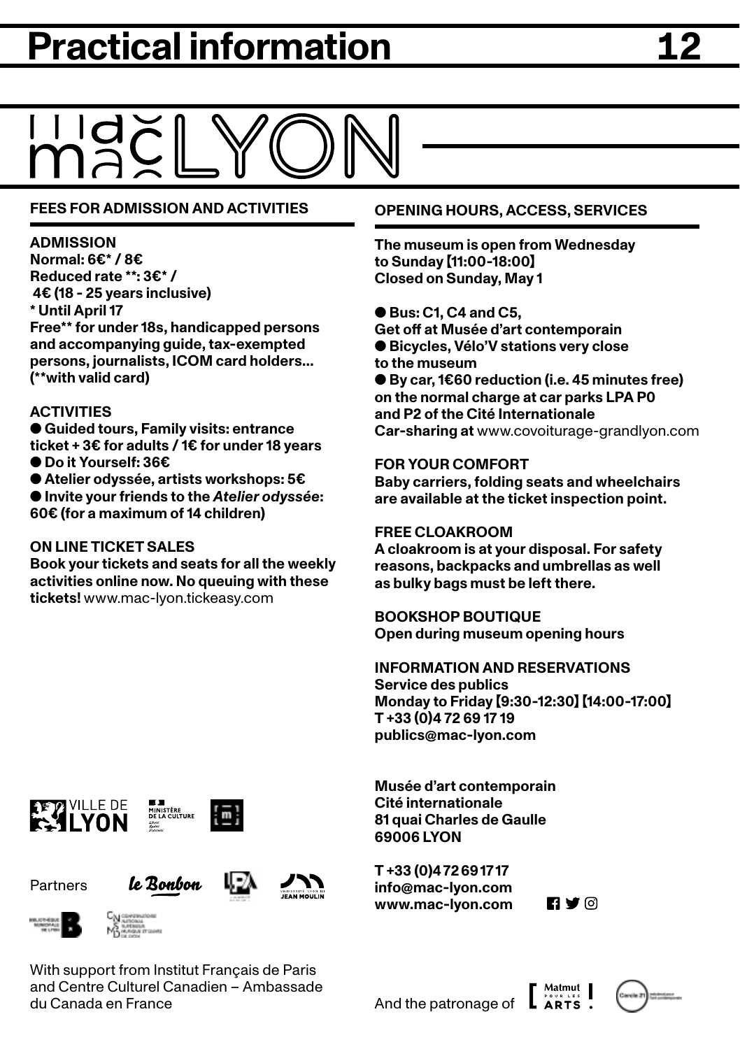# Practical information

# mac LYON

## FEES FOR ADMISSION AND ACTIVITIES

**ADMISSION**
**Normal: 6€* / 8€**
**Reduced rate **: 3€* /**
**4€ (18 - 25 years inclusive)**
*** Until April 17**
**Free** for under 18s, handicapped persons and accompanying guide, tax-exempted persons, journalists, ICOM card holders...**
**(**with valid card)**

**ACTIVITIES**
- **Guided tours, Family visits: entrance ticket + 3€ for adults / 1€ for under 18 years**
- **Do it Yourself: 36€**
- **Atelier odyssée, artists workshops: 5€**
- **Invite your friends to the *Atelier odyssée*: 60€ (for a maximum of 14 children)**

**ON LINE TICKET SALES**
**Book your tickets and seats for all the weekly activities online now. No queuing with these tickets!** www.mac-lyon.tickeasy.com

## OPENING HOURS, ACCESS, SERVICES

**The museum is open from Wednesday to Sunday [11:00-18:00]**
**Closed on Sunday, May 1**

- **Bus: C1, C4 and C5, Get off at Musée d'art contemporain**
- **Bicycles, Vélo'V stations very close to the museum**
- **By car, 1€60 reduction (i.e. 45 minutes free) on the normal charge at car parks LPA P0 and P2 of the Cité Internationale**

**Car-sharing at** www.covoiturage-grandlyon.com

**FOR YOUR COMFORT**
**Baby carriers, folding seats and wheelchairs are available at the ticket inspection point.**

**FREE CLOAKROOM**
**A cloakroom is at your disposal. For safety reasons, backpacks and umbrellas as well as bulky bags must be left there.**

**BOOKSHOP BOUTIQUE**
**Open during museum opening hours**

**INFORMATION AND RESERVATIONS**
**Service des publics**
**Monday to Friday [9:30-12:30] [14:00-17:00]**
**T +33 (0)4 72 69 17 19**
**publics@mac-lyon.com**

**Musée d'art contemporain**
**Cité internationale**
**81 quai Charles de Gaulle**
**69006 LYON**

**T +33 (0)4 72 69 17 17**
**info@mac-lyon.com**
**www.mac-lyon.com**

VILLE DE LYON — MINISTÈRE DE LA CULTURE

Partners: le Bonbon, LPA, Université Lyon III Jean Moulin, Bibliothèque municipale de Lyon, CNSMD

With support from Institut Français de Paris and Centre Culturel Canadien – Ambassade du Canada en France

And the patronage of Matmut pour les Arts, Cercle 21